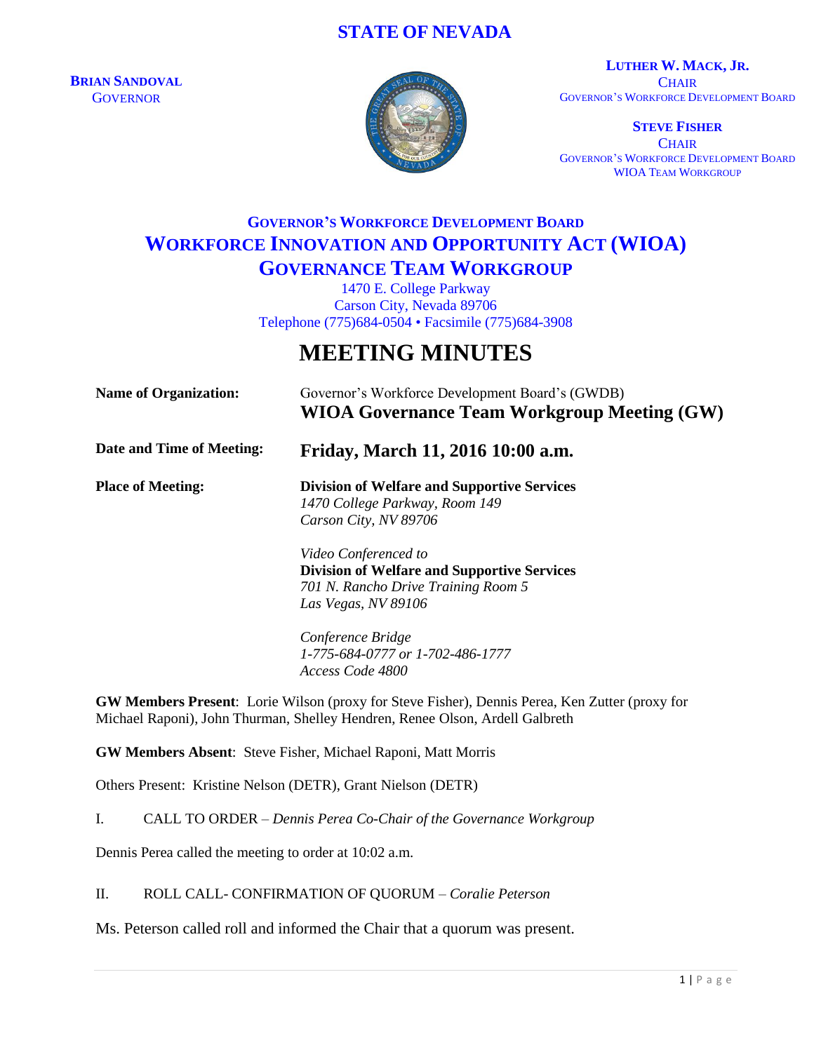## STATE OF NEVADA

**BRIAN SANDOVAL**
GOVERNOR

**LUTHER W. MACK, JR.**
CHAIR
GOVERNOR'S WORKFORCE DEVELOPMENT BOARD

**STEVE FISHER**
CHAIR
GOVERNOR'S WORKFORCE DEVELOPMENT BOARD
WIOA TEAM WORKGROUP

## GOVERNOR'S WORKFORCE DEVELOPMENT BOARD
# WORKFORCE INNOVATION AND OPPORTUNITY ACT (WIOA)
# GOVERNANCE TEAM WORKGROUP

1470 E. College Parkway
Carson City, Nevada 89706
Telephone (775)684-0504 • Facsimile (775)684-3908

# MEETING MINUTES

**Name of Organization:** Governor's Workforce Development Board's (GWDB) **WIOA Governance Team Workgroup Meeting (GW)**

**Date and Time of Meeting:** **Friday, March 11, 2016 10:00 a.m.**

**Place of Meeting:** **Division of Welfare and Supportive Services**
*1470 College Parkway, Room 149*
*Carson City, NV 89706*

*Video Conferenced to*
**Division of Welfare and Supportive Services**
*701 N. Rancho Drive Training Room 5*
*Las Vegas, NV 89106*

*Conference Bridge*
*1-775-684-0777 or 1-702-486-1777*
*Access Code 4800*

**GW Members Present**: Lorie Wilson (proxy for Steve Fisher), Dennis Perea, Ken Zutter (proxy for Michael Raponi), John Thurman, Shelley Hendren, Renee Olson, Ardell Galbreth

**GW Members Absent**: Steve Fisher, Michael Raponi, Matt Morris

Others Present: Kristine Nelson (DETR), Grant Nielson (DETR)

I. CALL TO ORDER – *Dennis Perea Co-Chair of the Governance Workgroup*

Dennis Perea called the meeting to order at 10:02 a.m.

II. ROLL CALL- CONFIRMATION OF QUORUM – *Coralie Peterson*

Ms. Peterson called roll and informed the Chair that a quorum was present.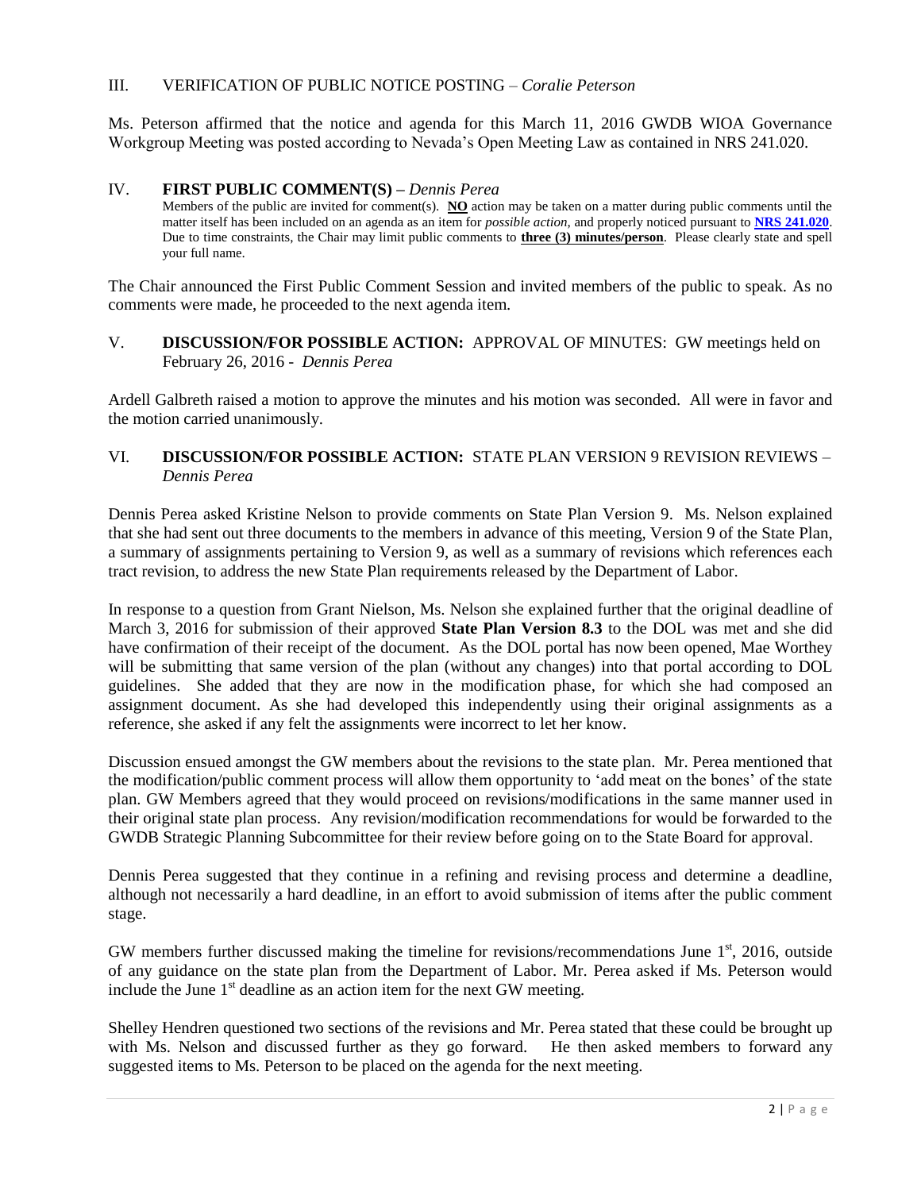## III. VERIFICATION OF PUBLIC NOTICE POSTING – *Coralie Peterson*

Ms. Peterson affirmed that the notice and agenda for this March 11, 2016 GWDB WIOA Governance Workgroup Meeting was posted according to Nevada's Open Meeting Law as contained in NRS 241.020.

## IV. **FIRST PUBLIC COMMENT(S) –** *Dennis Perea*

Members of the public are invited for comment(s). **NO** action may be taken on a matter during public comments until the matter itself has been included on an agenda as an item for *possible action*, and properly noticed pursuant to **NRS 241.020**. Due to time constraints, the Chair may limit public comments to **three (3) minutes/person**. Please clearly state and spell your full name.

The Chair announced the First Public Comment Session and invited members of the public to speak. As no comments were made, he proceeded to the next agenda item.

## V. **DISCUSSION/FOR POSSIBLE ACTION:** APPROVAL OF MINUTES: GW meetings held on February 26, 2016 - *Dennis Perea*

Ardell Galbreth raised a motion to approve the minutes and his motion was seconded. All were in favor and the motion carried unanimously.

## VI. **DISCUSSION/FOR POSSIBLE ACTION:** STATE PLAN VERSION 9 REVISION REVIEWS – *Dennis Perea*

Dennis Perea asked Kristine Nelson to provide comments on State Plan Version 9. Ms. Nelson explained that she had sent out three documents to the members in advance of this meeting, Version 9 of the State Plan, a summary of assignments pertaining to Version 9, as well as a summary of revisions which references each tract revision, to address the new State Plan requirements released by the Department of Labor.

In response to a question from Grant Nielson, Ms. Nelson she explained further that the original deadline of March 3, 2016 for submission of their approved **State Plan Version 8.3** to the DOL was met and she did have confirmation of their receipt of the document. As the DOL portal has now been opened, Mae Worthey will be submitting that same version of the plan (without any changes) into that portal according to DOL guidelines. She added that they are now in the modification phase, for which she had composed an assignment document. As she had developed this independently using their original assignments as a reference, she asked if any felt the assignments were incorrect to let her know.

Discussion ensued amongst the GW members about the revisions to the state plan. Mr. Perea mentioned that the modification/public comment process will allow them opportunity to 'add meat on the bones' of the state plan. GW Members agreed that they would proceed on revisions/modifications in the same manner used in their original state plan process. Any revision/modification recommendations for would be forwarded to the GWDB Strategic Planning Subcommittee for their review before going on to the State Board for approval.

Dennis Perea suggested that they continue in a refining and revising process and determine a deadline, although not necessarily a hard deadline, in an effort to avoid submission of items after the public comment stage.

GW members further discussed making the timeline for revisions/recommendations June 1st, 2016, outside of any guidance on the state plan from the Department of Labor. Mr. Perea asked if Ms. Peterson would include the June 1st deadline as an action item for the next GW meeting.

Shelley Hendren questioned two sections of the revisions and Mr. Perea stated that these could be brought up with Ms. Nelson and discussed further as they go forward. He then asked members to forward any suggested items to Ms. Peterson to be placed on the agenda for the next meeting.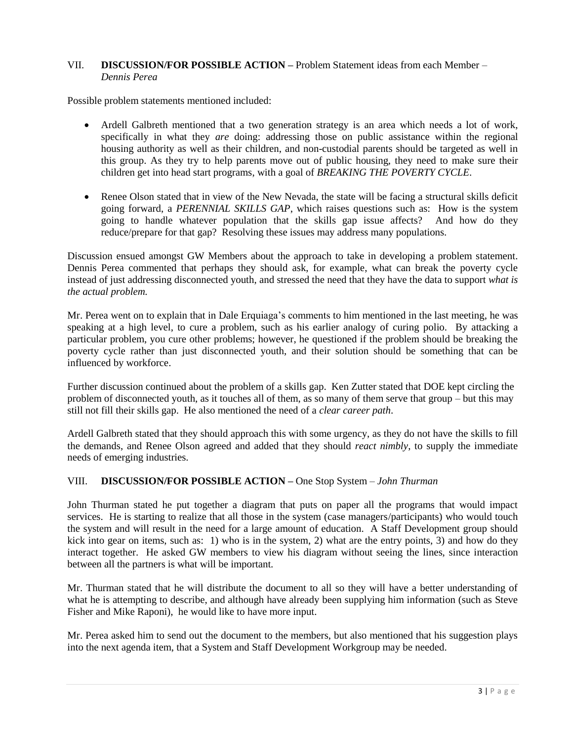VII. **DISCUSSION/FOR POSSIBLE ACTION –** Problem Statement ideas from each Member – *Dennis Perea*

Possible problem statements mentioned included:

- Ardell Galbreth mentioned that a two generation strategy is an area which needs a lot of work, specifically in what they *are* doing: addressing those on public assistance within the regional housing authority as well as their children, and non-custodial parents should be targeted as well in this group. As they try to help parents move out of public housing, they need to make sure their children get into head start programs, with a goal of *BREAKING THE POVERTY CYCLE*.

- Renee Olson stated that in view of the New Nevada, the state will be facing a structural skills deficit going forward, a *PERENNIAL SKILLS GAP*, which raises questions such as: How is the system going to handle whatever population that the skills gap issue affects? And how do they reduce/prepare for that gap? Resolving these issues may address many populations.

Discussion ensued amongst GW Members about the approach to take in developing a problem statement. Dennis Perea commented that perhaps they should ask, for example, what can break the poverty cycle instead of just addressing disconnected youth, and stressed the need that they have the data to support *what is the actual problem.*

Mr. Perea went on to explain that in Dale Erquiaga's comments to him mentioned in the last meeting, he was speaking at a high level, to cure a problem, such as his earlier analogy of curing polio. By attacking a particular problem, you cure other problems; however, he questioned if the problem should be breaking the poverty cycle rather than just disconnected youth, and their solution should be something that can be influenced by workforce.

Further discussion continued about the problem of a skills gap. Ken Zutter stated that DOE kept circling the problem of disconnected youth, as it touches all of them, as so many of them serve that group – but this may still not fill their skills gap. He also mentioned the need of a *clear career path*.

Ardell Galbreth stated that they should approach this with some urgency, as they do not have the skills to fill the demands, and Renee Olson agreed and added that they should *react nimbly*, to supply the immediate needs of emerging industries.

VIII. **DISCUSSION/FOR POSSIBLE ACTION –** One Stop System – *John Thurman*

John Thurman stated he put together a diagram that puts on paper all the programs that would impact services. He is starting to realize that all those in the system (case managers/participants) who would touch the system and will result in the need for a large amount of education. A Staff Development group should kick into gear on items, such as: 1) who is in the system, 2) what are the entry points, 3) and how do they interact together. He asked GW members to view his diagram without seeing the lines, since interaction between all the partners is what will be important.

Mr. Thurman stated that he will distribute the document to all so they will have a better understanding of what he is attempting to describe, and although have already been supplying him information (such as Steve Fisher and Mike Raponi), he would like to have more input.

Mr. Perea asked him to send out the document to the members, but also mentioned that his suggestion plays into the next agenda item, that a System and Staff Development Workgroup may be needed.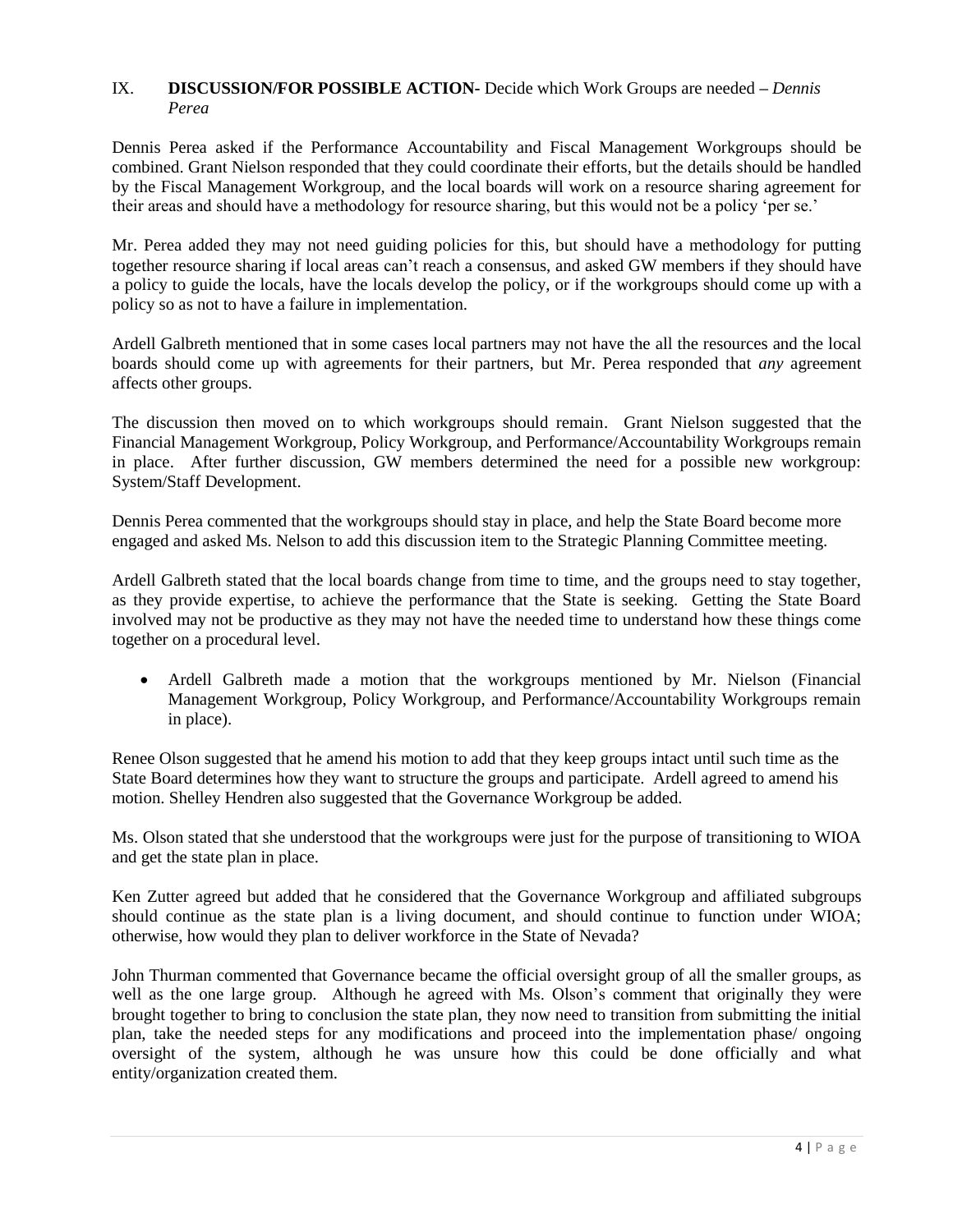IX. **DISCUSSION/FOR POSSIBLE ACTION-** Decide which Work Groups are needed **–** *Dennis Perea*

Dennis Perea asked if the Performance Accountability and Fiscal Management Workgroups should be combined. Grant Nielson responded that they could coordinate their efforts, but the details should be handled by the Fiscal Management Workgroup, and the local boards will work on a resource sharing agreement for their areas and should have a methodology for resource sharing, but this would not be a policy 'per se.'

Mr. Perea added they may not need guiding policies for this, but should have a methodology for putting together resource sharing if local areas can't reach a consensus, and asked GW members if they should have a policy to guide the locals, have the locals develop the policy, or if the workgroups should come up with a policy so as not to have a failure in implementation.

Ardell Galbreth mentioned that in some cases local partners may not have the all the resources and the local boards should come up with agreements for their partners, but Mr. Perea responded that *any* agreement affects other groups.

The discussion then moved on to which workgroups should remain. Grant Nielson suggested that the Financial Management Workgroup, Policy Workgroup, and Performance/Accountability Workgroups remain in place. After further discussion, GW members determined the need for a possible new workgroup: System/Staff Development.

Dennis Perea commented that the workgroups should stay in place, and help the State Board become more engaged and asked Ms. Nelson to add this discussion item to the Strategic Planning Committee meeting.

Ardell Galbreth stated that the local boards change from time to time, and the groups need to stay together, as they provide expertise, to achieve the performance that the State is seeking. Getting the State Board involved may not be productive as they may not have the needed time to understand how these things come together on a procedural level.

- Ardell Galbreth made a motion that the workgroups mentioned by Mr. Nielson (Financial Management Workgroup, Policy Workgroup, and Performance/Accountability Workgroups remain in place).

Renee Olson suggested that he amend his motion to add that they keep groups intact until such time as the State Board determines how they want to structure the groups and participate. Ardell agreed to amend his motion. Shelley Hendren also suggested that the Governance Workgroup be added.

Ms. Olson stated that she understood that the workgroups were just for the purpose of transitioning to WIOA and get the state plan in place.

Ken Zutter agreed but added that he considered that the Governance Workgroup and affiliated subgroups should continue as the state plan is a living document, and should continue to function under WIOA; otherwise, how would they plan to deliver workforce in the State of Nevada?

John Thurman commented that Governance became the official oversight group of all the smaller groups, as well as the one large group. Although he agreed with Ms. Olson's comment that originally they were brought together to bring to conclusion the state plan, they now need to transition from submitting the initial plan, take the needed steps for any modifications and proceed into the implementation phase/ ongoing oversight of the system, although he was unsure how this could be done officially and what entity/organization created them.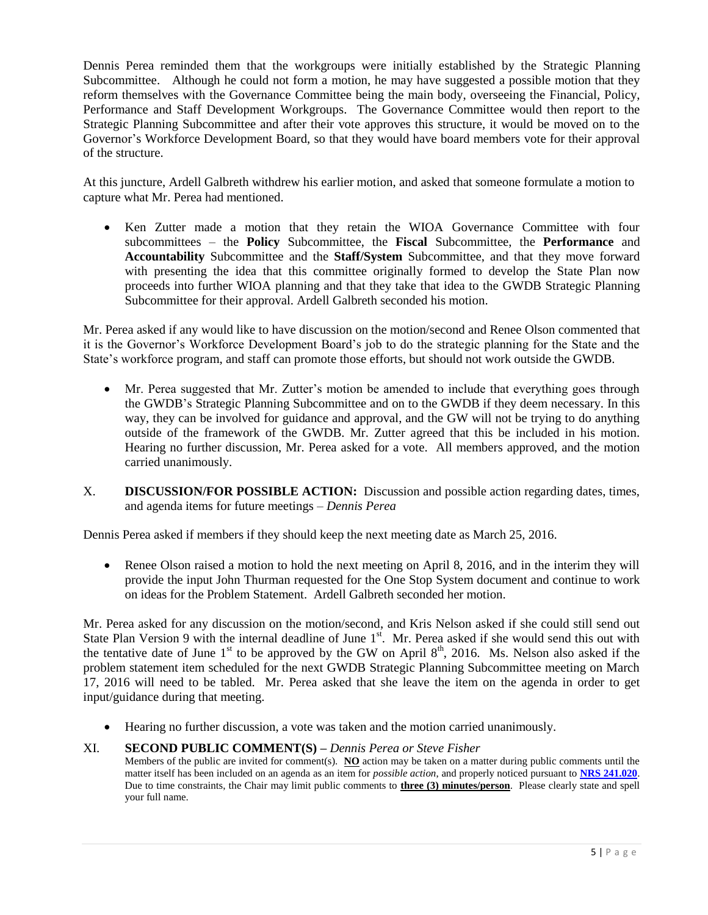Dennis Perea reminded them that the workgroups were initially established by the Strategic Planning Subcommittee. Although he could not form a motion, he may have suggested a possible motion that they reform themselves with the Governance Committee being the main body, overseeing the Financial, Policy, Performance and Staff Development Workgroups. The Governance Committee would then report to the Strategic Planning Subcommittee and after their vote approves this structure, it would be moved on to the Governor's Workforce Development Board, so that they would have board members vote for their approval of the structure.

At this juncture, Ardell Galbreth withdrew his earlier motion, and asked that someone formulate a motion to capture what Mr. Perea had mentioned.

- Ken Zutter made a motion that they retain the WIOA Governance Committee with four subcommittees – the **Policy** Subcommittee, the **Fiscal** Subcommittee, the **Performance** and **Accountability** Subcommittee and the **Staff/System** Subcommittee, and that they move forward with presenting the idea that this committee originally formed to develop the State Plan now proceeds into further WIOA planning and that they take that idea to the GWDB Strategic Planning Subcommittee for their approval. Ardell Galbreth seconded his motion.

Mr. Perea asked if any would like to have discussion on the motion/second and Renee Olson commented that it is the Governor's Workforce Development Board's job to do the strategic planning for the State and the State's workforce program, and staff can promote those efforts, but should not work outside the GWDB.

- Mr. Perea suggested that Mr. Zutter's motion be amended to include that everything goes through the GWDB's Strategic Planning Subcommittee and on to the GWDB if they deem necessary. In this way, they can be involved for guidance and approval, and the GW will not be trying to do anything outside of the framework of the GWDB. Mr. Zutter agreed that this be included in his motion. Hearing no further discussion, Mr. Perea asked for a vote. All members approved, and the motion carried unanimously.

X. **DISCUSSION/FOR POSSIBLE ACTION:** Discussion and possible action regarding dates, times, and agenda items for future meetings – *Dennis Perea*

Dennis Perea asked if members if they should keep the next meeting date as March 25, 2016.

- Renee Olson raised a motion to hold the next meeting on April 8, 2016, and in the interim they will provide the input John Thurman requested for the One Stop System document and continue to work on ideas for the Problem Statement. Ardell Galbreth seconded her motion.

Mr. Perea asked for any discussion on the motion/second, and Kris Nelson asked if she could still send out State Plan Version 9 with the internal deadline of June 1st. Mr. Perea asked if she would send this out with the tentative date of June 1st to be approved by the GW on April 8th, 2016. Ms. Nelson also asked if the problem statement item scheduled for the next GWDB Strategic Planning Subcommittee meeting on March 17, 2016 will need to be tabled. Mr. Perea asked that she leave the item on the agenda in order to get input/guidance during that meeting.

- Hearing no further discussion, a vote was taken and the motion carried unanimously.

XI. **SECOND PUBLIC COMMENT(S) –** *Dennis Perea or Steve Fisher*

Members of the public are invited for comment(s). **NO** action may be taken on a matter during public comments until the matter itself has been included on an agenda as an item for *possible action*, and properly noticed pursuant to **NRS 241.020**. Due to time constraints, the Chair may limit public comments to **three (3) minutes/person**. Please clearly state and spell your full name.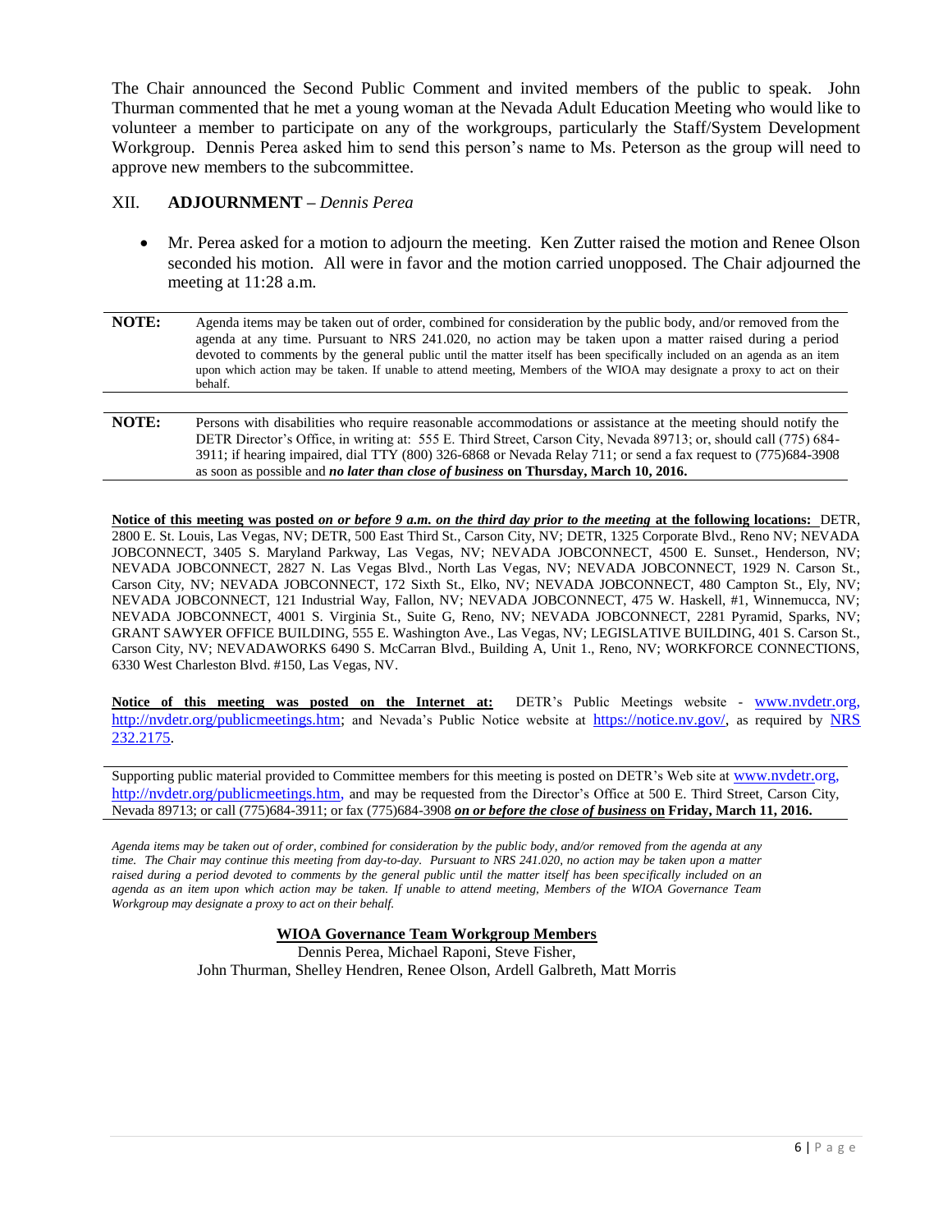The Chair announced the Second Public Comment and invited members of the public to speak. John Thurman commented that he met a young woman at the Nevada Adult Education Meeting who would like to volunteer a member to participate on any of the workgroups, particularly the Staff/System Development Workgroup. Dennis Perea asked him to send this person's name to Ms. Peterson as the group will need to approve new members to the subcommittee.

XII. **ADJOURNMENT** – *Dennis Perea*

- Mr. Perea asked for a motion to adjourn the meeting. Ken Zutter raised the motion and Renee Olson seconded his motion. All were in favor and the motion carried unopposed. The Chair adjourned the meeting at 11:28 a.m.

| | |
|---|---|
| **NOTE:** | Agenda items may be taken out of order, combined for consideration by the public body, and/or removed from the agenda at any time. Pursuant to NRS 241.020, no action may be taken upon a matter raised during a period devoted to comments by the general public until the matter itself has been specifically included on an agenda as an item upon which action may be taken. If unable to attend meeting, Members of the WIOA may designate a proxy to act on their behalf. |
| **NOTE:** | Persons with disabilities who require reasonable accommodations or assistance at the meeting should notify the DETR Director's Office, in writing at: 555 E. Third Street, Carson City, Nevada 89713; or, should call (775) 684-3911; if hearing impaired, dial TTY (800) 326-6868 or Nevada Relay 711; or send a fax request to (775)684-3908 as soon as possible and ***no later than close of business*** **on Thursday, March 10, 2016.** |

**Notice of this meeting was posted *on or before 9 a.m. on the third day prior to the meeting* at the following locations:** DETR, 2800 E. St. Louis, Las Vegas, NV; DETR, 500 East Third St., Carson City, NV; DETR, 1325 Corporate Blvd., Reno NV; NEVADA JOBCONNECT, 3405 S. Maryland Parkway, Las Vegas, NV; NEVADA JOBCONNECT, 4500 E. Sunset., Henderson, NV; NEVADA JOBCONNECT, 2827 N. Las Vegas Blvd., North Las Vegas, NV; NEVADA JOBCONNECT, 1929 N. Carson St., Carson City, NV; NEVADA JOBCONNECT, 172 Sixth St., Elko, NV; NEVADA JOBCONNECT, 480 Campton St., Ely, NV; NEVADA JOBCONNECT, 121 Industrial Way, Fallon, NV; NEVADA JOBCONNECT, 475 W. Haskell, #1, Winnemucca, NV; NEVADA JOBCONNECT, 4001 S. Virginia St., Suite G, Reno, NV; NEVADA JOBCONNECT, 2281 Pyramid, Sparks, NV; GRANT SAWYER OFFICE BUILDING, 555 E. Washington Ave., Las Vegas, NV; LEGISLATIVE BUILDING, 401 S. Carson St., Carson City, NV; NEVADAWORKS 6490 S. McCarran Blvd., Building A, Unit 1., Reno, NV; WORKFORCE CONNECTIONS, 6330 West Charleston Blvd. #150, Las Vegas, NV.

**Notice of this meeting was posted on the Internet at:** DETR's Public Meetings website - www.nvdetr.org, http://nvdetr.org/publicmeetings.htm; and Nevada's Public Notice website at https://notice.nv.gov/, as required by NRS 232.2175.

Supporting public material provided to Committee members for this meeting is posted on DETR's Web site at www.nvdetr.org, http://nvdetr.org/publicmeetings.htm, and may be requested from the Director's Office at 500 E. Third Street, Carson City, Nevada 89713; or call (775)684-3911; or fax (775)684-3908 ***on or before the close of business*** **on Friday, March 11, 2016.**

*Agenda items may be taken out of order, combined for consideration by the public body, and/or removed from the agenda at any time. The Chair may continue this meeting from day-to-day. Pursuant to NRS 241.020, no action may be taken upon a matter raised during a period devoted to comments by the general public until the matter itself has been specifically included on an agenda as an item upon which action may be taken. If unable to attend meeting, Members of the WIOA Governance Team Workgroup may designate a proxy to act on their behalf.*

**WIOA Governance Team Workgroup Members**

Dennis Perea, Michael Raponi, Steve Fisher,
John Thurman, Shelley Hendren, Renee Olson, Ardell Galbreth, Matt Morris